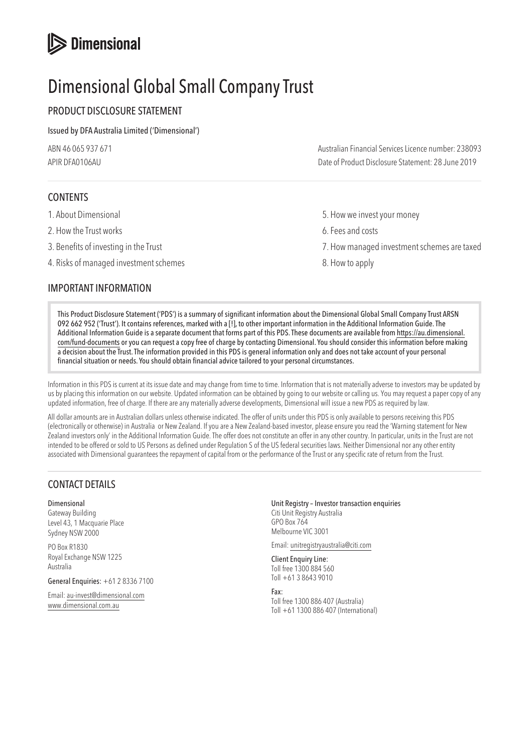Dimensional

# Dimensional Global Small Company Trust

## PRODUCT DISCLOSURE STATEMENT

Issued by DFA Australia Limited ('Dimensional')

ABN 46 065 937 671
APIR DFA0106AU

Australian Financial Services Licence number: 238093
Date of Product Disclosure Statement: 28 June 2019

## CONTENTS

1. About Dimensional
2. How the Trust works
3. Benefits of investing in the Trust
4. Risks of managed investment schemes
5. How we invest your money
6. Fees and costs
7. How managed investment schemes are taxed
8. How to apply

## IMPORTANT INFORMATION

This Product Disclosure Statement ('PDS') is a summary of significant information about the Dimensional Global Small Company Trust ARSN 092 662 952 ('Trust'). It contains references, marked with a [!], to other important information in the Additional Information Guide. The Additional Information Guide is a separate document that forms part of this PDS. These documents are available from https://au.dimensional.com/fund-documents or you can request a copy free of charge by contacting Dimensional. You should consider this information before making a decision about the Trust. The information provided in this PDS is general information only and does not take account of your personal financial situation or needs. You should obtain financial advice tailored to your personal circumstances.

Information in this PDS is current at its issue date and may change from time to time. Information that is not materially adverse to investors may be updated by us by placing this information on our website. Updated information can be obtained by going to our website or calling us. You may request a paper copy of any updated information, free of charge. If there are any materially adverse developments, Dimensional will issue a new PDS as required by law.

All dollar amounts are in Australian dollars unless otherwise indicated. The offer of units under this PDS is only available to persons receiving this PDS (electronically or otherwise) in Australia or New Zealand. If you are a New Zealand-based investor, please ensure you read the 'Warning statement for New Zealand investors only' in the Additional Information Guide. The offer does not constitute an offer in any other country. In particular, units in the Trust are not intended to be offered or sold to US Persons as defined under Regulation S of the US federal securities laws. Neither Dimensional nor any other entity associated with Dimensional guarantees the repayment of capital from or the performance of the Trust or any specific rate of return from the Trust.

## CONTACT DETAILS

**Dimensional**
Gateway Building
Level 43, 1 Macquarie Place
Sydney NSW 2000

PO Box R1830
Royal Exchange NSW 1225
Australia

**General Enquiries:** +61 2 8336 7100

Email: au-invest@dimensional.com
www.dimensional.com.au

**Unit Registry – Investor transaction enquiries**
Citi Unit Registry Australia
GPO Box 764
Melbourne VIC 3001

Email: unitregistryaustralia@citi.com

**Client Enquiry Line:**
Toll free 1300 884 560
Toll +61 3 8643 9010

**Fax:**
Toll free 1300 886 407 (Australia)
Toll +61 1300 886 407 (International)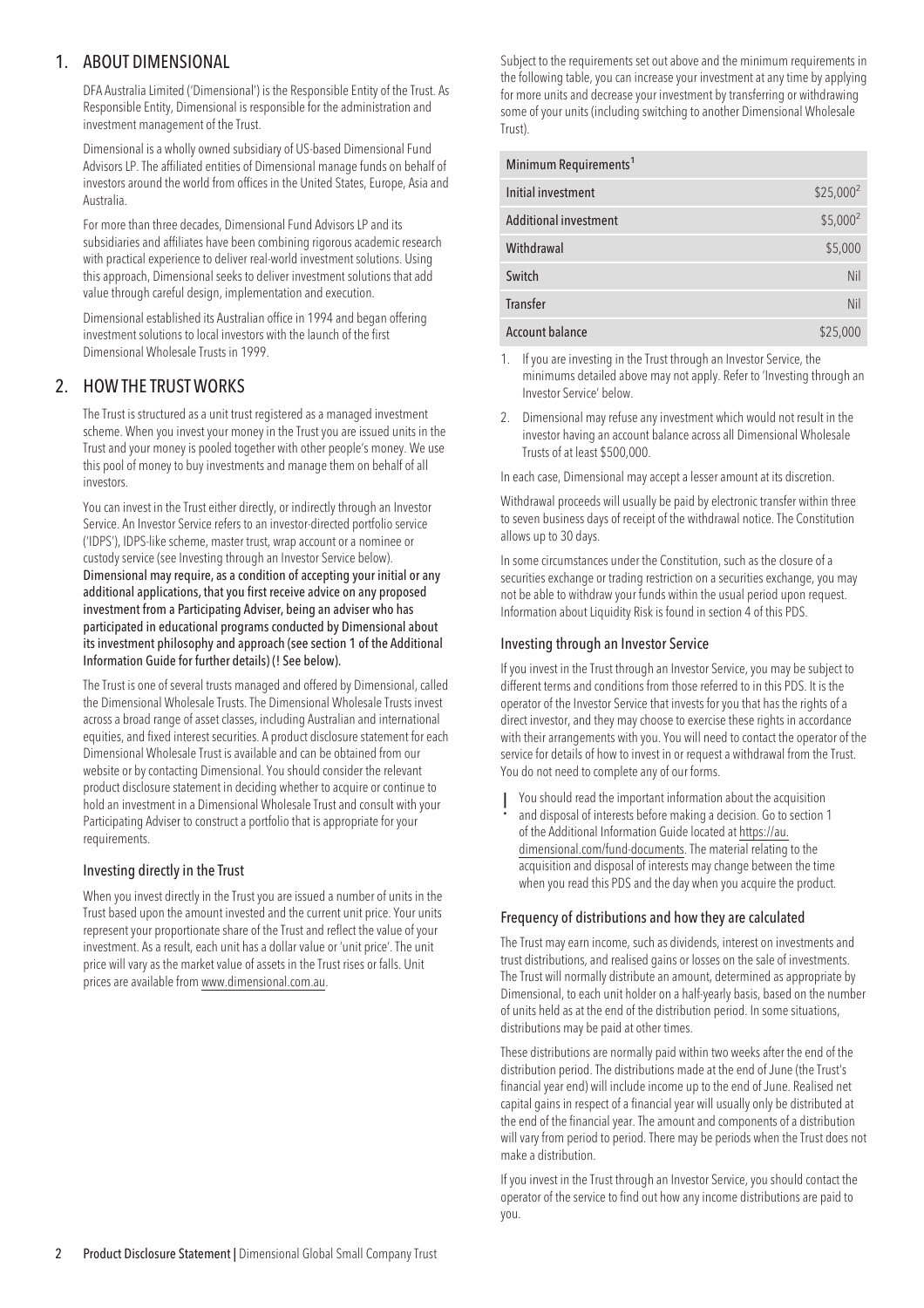## 1. ABOUT DIMENSIONAL

DFA Australia Limited ('Dimensional') is the Responsible Entity of the Trust. As Responsible Entity, Dimensional is responsible for the administration and investment management of the Trust.

Dimensional is a wholly owned subsidiary of US-based Dimensional Fund Advisors LP. The affiliated entities of Dimensional manage funds on behalf of investors around the world from offices in the United States, Europe, Asia and Australia.

For more than three decades, Dimensional Fund Advisors LP and its subsidiaries and affiliates have been combining rigorous academic research with practical experience to deliver real-world investment solutions. Using this approach, Dimensional seeks to deliver investment solutions that add value through careful design, implementation and execution.

Dimensional established its Australian office in 1994 and began offering investment solutions to local investors with the launch of the first Dimensional Wholesale Trusts in 1999.

## 2. HOW THE TRUST WORKS

The Trust is structured as a unit trust registered as a managed investment scheme. When you invest your money in the Trust you are issued units in the Trust and your money is pooled together with other people's money. We use this pool of money to buy investments and manage them on behalf of all investors.

You can invest in the Trust either directly, or indirectly through an Investor Service. An Investor Service refers to an investor-directed portfolio service ('IDPS'), IDPS-like scheme, master trust, wrap account or a nominee or custody service (see Investing through an Investor Service below). **Dimensional may require, as a condition of accepting your initial or any additional applications, that you first receive advice on any proposed investment from a Participating Adviser, being an adviser who has participated in educational programs conducted by Dimensional about its investment philosophy and approach (see section 1 of the Additional Information Guide for further details) (! See below).**

The Trust is one of several trusts managed and offered by Dimensional, called the Dimensional Wholesale Trusts. The Dimensional Wholesale Trusts invest across a broad range of asset classes, including Australian and international equities, and fixed interest securities. A product disclosure statement for each Dimensional Wholesale Trust is available and can be obtained from our website or by contacting Dimensional. You should consider the relevant product disclosure statement in deciding whether to acquire or continue to hold an investment in a Dimensional Wholesale Trust and consult with your Participating Adviser to construct a portfolio that is appropriate for your requirements.

### Investing directly in the Trust

When you invest directly in the Trust you are issued a number of units in the Trust based upon the amount invested and the current unit price. Your units represent your proportionate share of the Trust and reflect the value of your investment. As a result, each unit has a dollar value or 'unit price'. The unit price will vary as the market value of assets in the Trust rises or falls. Unit prices are available from www.dimensional.com.au.

Subject to the requirements set out above and the minimum requirements in the following table, you can increase your investment at any time by applying for more units and decrease your investment by transferring or withdrawing some of your units (including switching to another Dimensional Wholesale Trust).

| Minimum Requirements[1] | |
|---|---|
| Initial investment | \$25,000[2] |
| Additional investment | \$5,000[2] |
| Withdrawal | \$5,000 |
| Switch | Nil |
| Transfer | Nil |
| Account balance | \$25,000 |

1. If you are investing in the Trust through an Investor Service, the minimums detailed above may not apply. Refer to 'Investing through an Investor Service' below.
2. Dimensional may refuse any investment which would not result in the investor having an account balance across all Dimensional Wholesale Trusts of at least \$500,000.

In each case, Dimensional may accept a lesser amount at its discretion.

Withdrawal proceeds will usually be paid by electronic transfer within three to seven business days of receipt of the withdrawal notice. The Constitution allows up to 30 days.

In some circumstances under the Constitution, such as the closure of a securities exchange or trading restriction on a securities exchange, you may not be able to withdraw your funds within the usual period upon request. Information about Liquidity Risk is found in section 4 of this PDS.

### Investing through an Investor Service

If you invest in the Trust through an Investor Service, you may be subject to different terms and conditions from those referred to in this PDS. It is the operator of the Investor Service that invests for you that has the rights of a direct investor, and they may choose to exercise these rights in accordance with their arrangements with you. You will need to contact the operator of the service for details of how to invest in or request a withdrawal from the Trust. You do not need to complete any of our forms.

! You should read the important information about the acquisition and disposal of interests before making a decision. Go to section 1 of the Additional Information Guide located at https://au.dimensional.com/fund-documents. The material relating to the acquisition and disposal of interests may change between the time when you read this PDS and the day when you acquire the product.

### Frequency of distributions and how they are calculated

The Trust may earn income, such as dividends, interest on investments and trust distributions, and realised gains or losses on the sale of investments. The Trust will normally distribute an amount, determined as appropriate by Dimensional, to each unit holder on a half-yearly basis, based on the number of units held as at the end of the distribution period. In some situations, distributions may be paid at other times.

These distributions are normally paid within two weeks after the end of the distribution period. The distributions made at the end of June (the Trust's financial year end) will include income up to the end of June. Realised net capital gains in respect of a financial year will usually only be distributed at the end of the financial year. The amount and components of a distribution will vary from period to period. There may be periods when the Trust does not make a distribution.

If you invest in the Trust through an Investor Service, you should contact the operator of the service to find out how any income distributions are paid to you.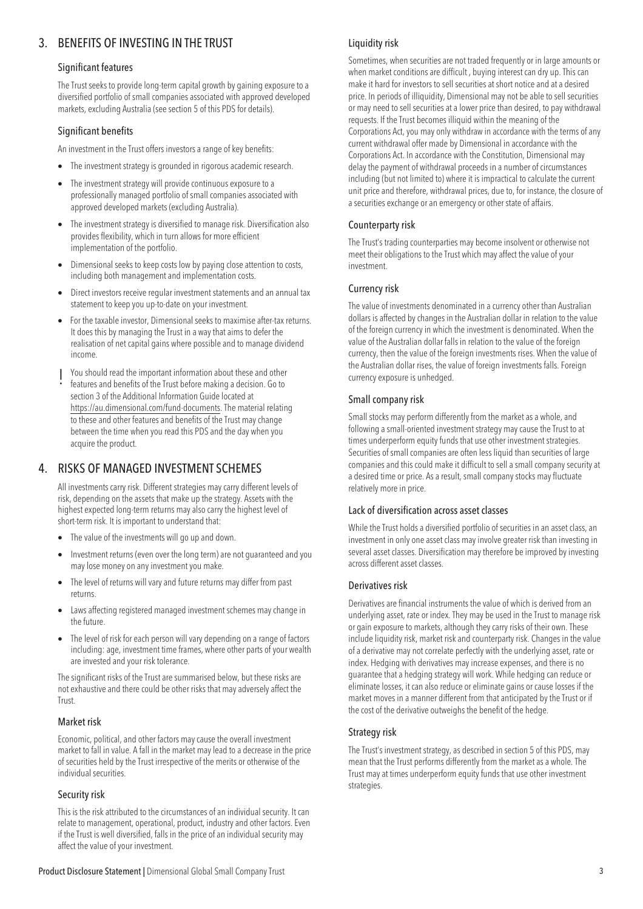## 3. BENEFITS OF INVESTING IN THE TRUST

### Significant features

The Trust seeks to provide long-term capital growth by gaining exposure to a diversified portfolio of small companies associated with approved developed markets, excluding Australia (see section 5 of this PDS for details).

### Significant benefits

An investment in the Trust offers investors a range of key benefits:

- The investment strategy is grounded in rigorous academic research.
- The investment strategy will provide continuous exposure to a professionally managed portfolio of small companies associated with approved developed markets (excluding Australia).
- The investment strategy is diversified to manage risk. Diversification also provides flexibility, which in turn allows for more efficient implementation of the portfolio.
- Dimensional seeks to keep costs low by paying close attention to costs, including both management and implementation costs.
- Direct investors receive regular investment statements and an annual tax statement to keep you up-to-date on your investment.
- For the taxable investor, Dimensional seeks to maximise after-tax returns. It does this by managing the Trust in a way that aims to defer the realisation of net capital gains where possible and to manage dividend income.

! You should read the important information about these and other features and benefits of the Trust before making a decision. Go to section 3 of the Additional Information Guide located at https://au.dimensional.com/fund-documents. The material relating to these and other features and benefits of the Trust may change between the time when you read this PDS and the day when you acquire the product.

## 4. RISKS OF MANAGED INVESTMENT SCHEMES

All investments carry risk. Different strategies may carry different levels of risk, depending on the assets that make up the strategy. Assets with the highest expected long-term returns may also carry the highest level of short-term risk. It is important to understand that:

- The value of the investments will go up and down.
- Investment returns (even over the long term) are not guaranteed and you may lose money on any investment you make.
- The level of returns will vary and future returns may differ from past returns.
- Laws affecting registered managed investment schemes may change in the future.
- The level of risk for each person will vary depending on a range of factors including: age, investment time frames, where other parts of your wealth are invested and your risk tolerance.

The significant risks of the Trust are summarised below, but these risks are not exhaustive and there could be other risks that may adversely affect the Trust.

### Market risk

Economic, political, and other factors may cause the overall investment market to fall in value. A fall in the market may lead to a decrease in the price of securities held by the Trust irrespective of the merits or otherwise of the individual securities.

### Security risk

This is the risk attributed to the circumstances of an individual security. It can relate to management, operational, product, industry and other factors. Even if the Trust is well diversified, falls in the price of an individual security may affect the value of your investment.

### Liquidity risk

Sometimes, when securities are not traded frequently or in large amounts or when market conditions are difficult , buying interest can dry up. This can make it hard for investors to sell securities at short notice and at a desired price. In periods of illiquidity, Dimensional may not be able to sell securities or may need to sell securities at a lower price than desired, to pay withdrawal requests. If the Trust becomes illiquid within the meaning of the Corporations Act, you may only withdraw in accordance with the terms of any current withdrawal offer made by Dimensional in accordance with the Corporations Act. In accordance with the Constitution, Dimensional may delay the payment of withdrawal proceeds in a number of circumstances including (but not limited to) where it is impractical to calculate the current unit price and therefore, withdrawal prices, due to, for instance, the closure of a securities exchange or an emergency or other state of affairs.

### Counterparty risk

The Trust's trading counterparties may become insolvent or otherwise not meet their obligations to the Trust which may affect the value of your investment.

### Currency risk

The value of investments denominated in a currency other than Australian dollars is affected by changes in the Australian dollar in relation to the value of the foreign currency in which the investment is denominated. When the value of the Australian dollar falls in relation to the value of the foreign currency, then the value of the foreign investments rises. When the value of the Australian dollar rises, the value of foreign investments falls. Foreign currency exposure is unhedged.

### Small company risk

Small stocks may perform differently from the market as a whole, and following a small-oriented investment strategy may cause the Trust to at times underperform equity funds that use other investment strategies. Securities of small companies are often less liquid than securities of large companies and this could make it difficult to sell a small company security at a desired time or price. As a result, small company stocks may fluctuate relatively more in price.

### Lack of diversification across asset classes

While the Trust holds a diversified portfolio of securities in an asset class, an investment in only one asset class may involve greater risk than investing in several asset classes. Diversification may therefore be improved by investing across different asset classes.

### Derivatives risk

Derivatives are financial instruments the value of which is derived from an underlying asset, rate or index. They may be used in the Trust to manage risk or gain exposure to markets, although they carry risks of their own. These include liquidity risk, market risk and counterparty risk. Changes in the value of a derivative may not correlate perfectly with the underlying asset, rate or index. Hedging with derivatives may increase expenses, and there is no guarantee that a hedging strategy will work. While hedging can reduce or eliminate losses, it can also reduce or eliminate gains or cause losses if the market moves in a manner different from that anticipated by the Trust or if the cost of the derivative outweighs the benefit of the hedge.

### Strategy risk

The Trust's investment strategy, as described in section 5 of this PDS, may mean that the Trust performs differently from the market as a whole. The Trust may at times underperform equity funds that use other investment strategies.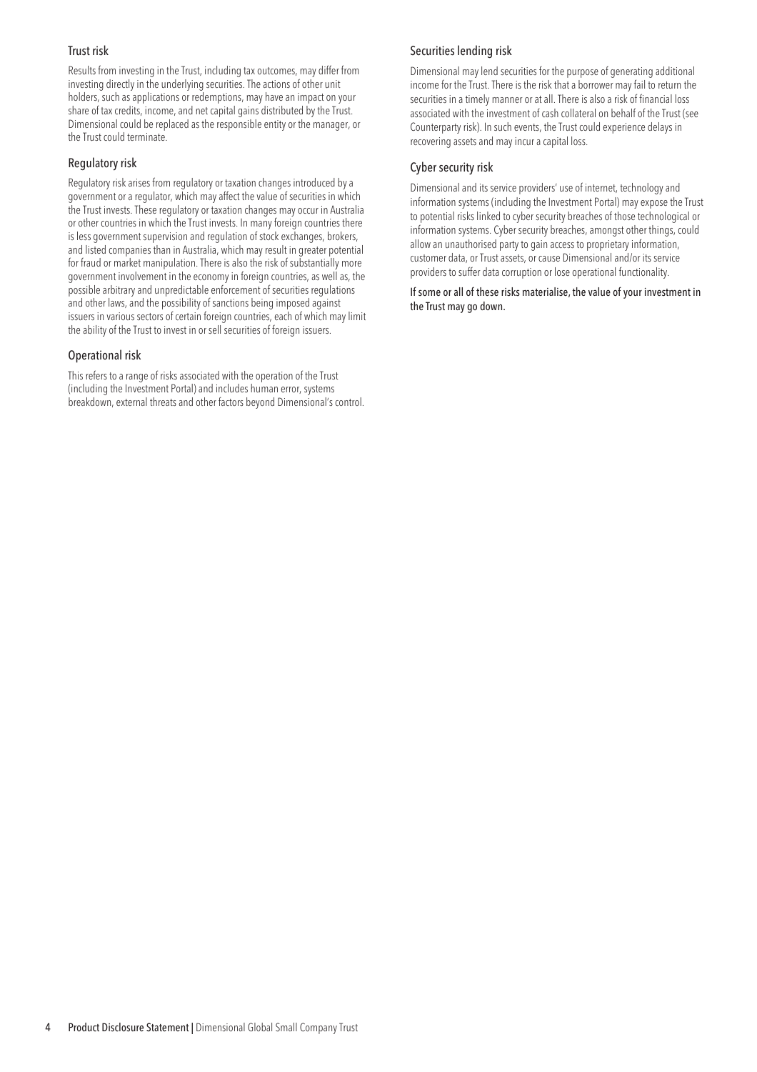### Trust risk

Results from investing in the Trust, including tax outcomes, may differ from investing directly in the underlying securities. The actions of other unit holders, such as applications or redemptions, may have an impact on your share of tax credits, income, and net capital gains distributed by the Trust. Dimensional could be replaced as the responsible entity or the manager, or the Trust could terminate.

### Regulatory risk

Regulatory risk arises from regulatory or taxation changes introduced by a government or a regulator, which may affect the value of securities in which the Trust invests. These regulatory or taxation changes may occur in Australia or other countries in which the Trust invests. In many foreign countries there is less government supervision and regulation of stock exchanges, brokers, and listed companies than in Australia, which may result in greater potential for fraud or market manipulation. There is also the risk of substantially more government involvement in the economy in foreign countries, as well as, the possible arbitrary and unpredictable enforcement of securities regulations and other laws, and the possibility of sanctions being imposed against issuers in various sectors of certain foreign countries, each of which may limit the ability of the Trust to invest in or sell securities of foreign issuers.

### Operational risk

This refers to a range of risks associated with the operation of the Trust (including the Investment Portal) and includes human error, systems breakdown, external threats and other factors beyond Dimensional's control.

### Securities lending risk

Dimensional may lend securities for the purpose of generating additional income for the Trust. There is the risk that a borrower may fail to return the securities in a timely manner or at all. There is also a risk of financial loss associated with the investment of cash collateral on behalf of the Trust (see Counterparty risk). In such events, the Trust could experience delays in recovering assets and may incur a capital loss.

### Cyber security risk

Dimensional and its service providers' use of internet, technology and information systems (including the Investment Portal) may expose the Trust to potential risks linked to cyber security breaches of those technological or information systems. Cyber security breaches, amongst other things, could allow an unauthorised party to gain access to proprietary information, customer data, or Trust assets, or cause Dimensional and/or its service providers to suffer data corruption or lose operational functionality.

**If some or all of these risks materialise, the value of your investment in the Trust may go down.**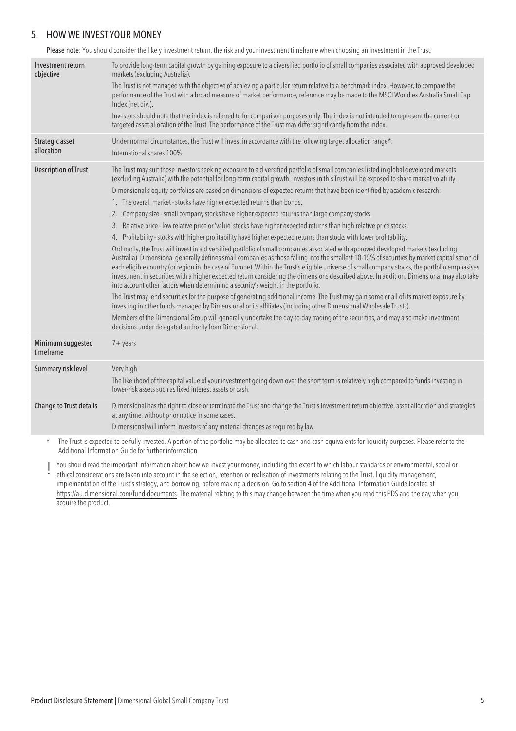## 5. HOW WE INVEST YOUR MONEY

**Please note:** You should consider the likely investment return, the risk and your investment timeframe when choosing an investment in the Trust.

| | |
|---|---|
| **Investment return objective** | To provide long-term capital growth by gaining exposure to a diversified portfolio of small companies associated with approved developed markets (excluding Australia).<br><br>The Trust is not managed with the objective of achieving a particular return relative to a benchmark index. However, to compare the performance of the Trust with a broad measure of market performance, reference may be made to the MSCI World ex Australia Small Cap Index (net div.).<br><br>Investors should note that the index is referred to for comparison purposes only. The index is not intended to represent the current or targeted asset allocation of the Trust. The performance of the Trust may differ significantly from the index. |
| **Strategic asset allocation** | Under normal circumstances, the Trust will invest in accordance with the following target allocation range*:<br>International shares 100% |
| **Description of Trust** | The Trust may suit those investors seeking exposure to a diversified portfolio of small companies listed in global developed markets (excluding Australia) with the potential for long-term capital growth. Investors in this Trust will be exposed to share market volatility.<br><br>Dimensional's equity portfolios are based on dimensions of expected returns that have been identified by academic research:<br>1. The overall market - stocks have higher expected returns than bonds.<br>2. Company size - small company stocks have higher expected returns than large company stocks.<br>3. Relative price - low relative price or 'value' stocks have higher expected returns than high relative price stocks.<br>4. Profitability - stocks with higher profitability have higher expected returns than stocks with lower profitability.<br><br>Ordinarily, the Trust will invest in a diversified portfolio of small companies associated with approved developed markets (excluding Australia). Dimensional generally defines small companies as those falling into the smallest 10-15% of securities by market capitalisation of each eligible country (or region in the case of Europe). Within the Trust's eligible universe of small company stocks, the portfolio emphasises investment in securities with a higher expected return considering the dimensions described above. In addition, Dimensional may also take into account other factors when determining a security's weight in the portfolio.<br><br>The Trust may lend securities for the purpose of generating additional income. The Trust may gain some or all of its market exposure by investing in other funds managed by Dimensional or its affiliates (including other Dimensional Wholesale Trusts).<br><br>Members of the Dimensional Group will generally undertake the day-to-day trading of the securities, and may also make investment decisions under delegated authority from Dimensional. |
| **Minimum suggested timeframe** | 7+ years |
| **Summary risk level** | Very high<br><br>The likelihood of the capital value of your investment going down over the short term is relatively high compared to funds investing in lower-risk assets such as fixed interest assets or cash. |
| **Change to Trust details** | Dimensional has the right to close or terminate the Trust and change the Trust's investment return objective, asset allocation and strategies at any time, without prior notice in some cases.<br><br>Dimensional will inform investors of any material changes as required by law. |

\* The Trust is expected to be fully invested. A portion of the portfolio may be allocated to cash and cash equivalents for liquidity purposes. Please refer to the Additional Information Guide for further information.

! You should read the important information about how we invest your money, including the extent to which labour standards or environmental, social or ethical considerations are taken into account in the selection, retention or realisation of investments relating to the Trust, liquidity management, implementation of the Trust's strategy, and borrowing, before making a decision. Go to section 4 of the Additional Information Guide located at https://au.dimensional.com/fund-documents. The material relating to this may change between the time when you read this PDS and the day when you acquire the product.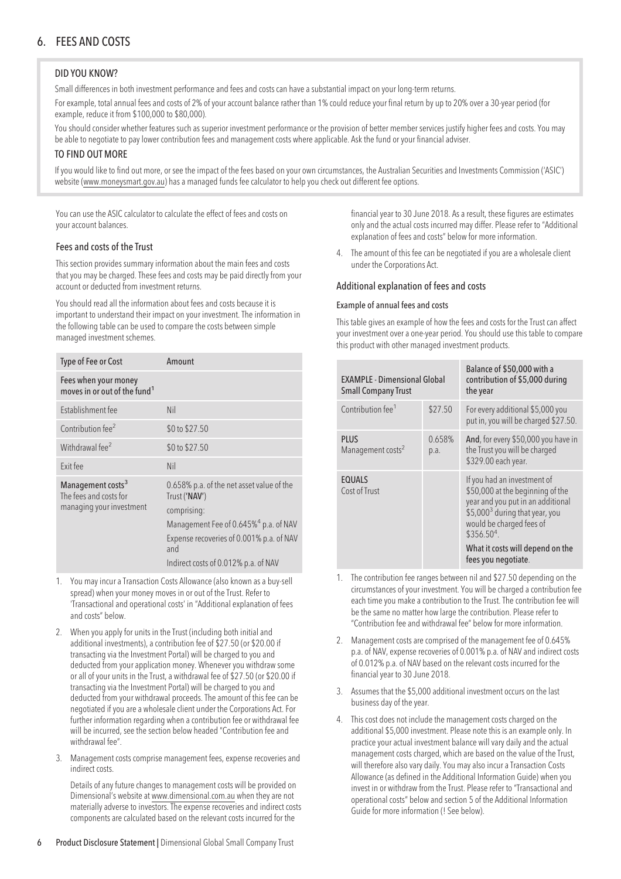# 6. FEES AND COSTS

### DID YOU KNOW?

Small differences in both investment performance and fees and costs can have a substantial impact on your long-term returns.

For example, total annual fees and costs of 2% of your account balance rather than 1% could reduce your final return by up to 20% over a 30-year period (for example, reduce it from $100,000 to $80,000).

You should consider whether features such as superior investment performance or the provision of better member services justify higher fees and costs. You may be able to negotiate to pay lower contribution fees and management costs where applicable. Ask the fund or your financial adviser.

### TO FIND OUT MORE

If you would like to find out more, or see the impact of the fees based on your own circumstances, the Australian Securities and Investments Commission ('ASIC') website (www.moneysmart.gov.au) has a managed funds fee calculator to help you check out different fee options.

You can use the ASIC calculator to calculate the effect of fees and costs on your account balances.

## Fees and costs of the Trust

This section provides summary information about the main fees and costs that you may be charged. These fees and costs may be paid directly from your account or deducted from investment returns.

You should read all the information about fees and costs because it is important to understand their impact on your investment. The information in the following table can be used to compare the costs between simple managed investment schemes.

| Type of Fee or Cost | Amount |
|---|---|
| **Fees when your money moves in or out of the fund**[1] | |
| Establishment fee | Nil |
| Contribution fee[2] | $0 to $27.50 |
| Withdrawal fee[2] | $0 to $27.50 |
| Exit fee | Nil |
| **Management costs**[3] The fees and costs for managing your investment | 0.658% p.a. of the net asset value of the Trust ('**NAV**') comprising: Management Fee of 0.645%[4] p.a. of NAV; Expense recoveries of 0.001% p.a. of NAV and Indirect costs of 0.012% p.a. of NAV |

1. You may incur a Transaction Costs Allowance (also known as a buy-sell spread) when your money moves in or out of the Trust. Refer to 'Transactional and operational costs' in "Additional explanation of fees and costs" below.
2. When you apply for units in the Trust (including both initial and additional investments), a contribution fee of $27.50 (or $20.00 if transacting via the Investment Portal) will be charged to you and deducted from your application money. Whenever you withdraw some or all of your units in the Trust, a withdrawal fee of $27.50 (or $20.00 if transacting via the Investment Portal) will be charged to you and deducted from your withdrawal proceeds. The amount of this fee can be negotiated if you are a wholesale client under the Corporations Act. For further information regarding when a contribution fee or withdrawal fee will be incurred, see the section below headed "Contribution fee and withdrawal fee".
3. Management costs comprise management fees, expense recoveries and indirect costs.

   Details of any future changes to management costs will be provided on Dimensional's website at www.dimensional.com.au when they are not materially adverse to investors. The expense recoveries and indirect costs components are calculated based on the relevant costs incurred for the financial year to 30 June 2018. As a result, these figures are estimates only and the actual costs incurred may differ. Please refer to "Additional explanation of fees and costs" below for more information.
4. The amount of this fee can be negotiated if you are a wholesale client under the Corporations Act.

## Additional explanation of fees and costs

### Example of annual fees and costs

This table gives an example of how the fees and costs for the Trust can affect your investment over a one-year period. You should use this table to compare this product with other managed investment products.

| EXAMPLE - Dimensional Global Small Company Trust | | Balance of $50,000 with a contribution of $5,000 during the year |
|---|---|---|
| Contribution fee[1] | $27.50 | For every additional $5,000 you put in, you will be charged $27.50. |
| **PLUS** Management costs[2] | 0.658% p.a. | **And**, for every $50,000 you have in the Trust you will be charged $329.00 each year. |
| **EQUALS** Cost of Trust | | If you had an investment of $50,000 at the beginning of the year and you put in an additional $5,000[3] during that year, you would be charged fees of $356.50[4]. **What it costs will depend on the fees you negotiate**. |

1. The contribution fee ranges between nil and $27.50 depending on the circumstances of your investment. You will be charged a contribution fee each time you make a contribution to the Trust. The contribution fee will be the same no matter how large the contribution. Please refer to "Contribution fee and withdrawal fee" below for more information.
2. Management costs are comprised of the management fee of 0.645% p.a. of NAV, expense recoveries of 0.001% p.a. of NAV and indirect costs of 0.012% p.a. of NAV based on the relevant costs incurred for the financial year to 30 June 2018.
3. Assumes that the $5,000 additional investment occurs on the last business day of the year.
4. This cost does not include the management costs charged on the additional $5,000 investment. Please note this is an example only. In practice your actual investment balance will vary daily and the actual management costs charged, which are based on the value of the Trust, will therefore also vary daily. You may also incur a Transaction Costs Allowance (as defined in the Additional Information Guide) when you invest in or withdraw from the Trust. Please refer to "Transactional and operational costs" below and section 5 of the Additional Information Guide for more information (! See below).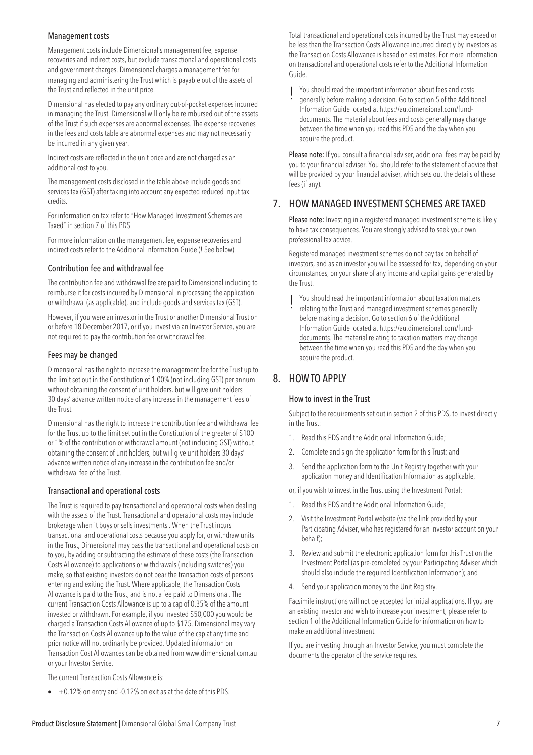### Management costs

Management costs include Dimensional's management fee, expense recoveries and indirect costs, but exclude transactional and operational costs and government charges. Dimensional charges a management fee for managing and administering the Trust which is payable out of the assets of the Trust and reflected in the unit price.

Dimensional has elected to pay any ordinary out-of-pocket expenses incurred in managing the Trust. Dimensional will only be reimbursed out of the assets of the Trust if such expenses are abnormal expenses. The expense recoveries in the fees and costs table are abnormal expenses and may not necessarily be incurred in any given year.

Indirect costs are reflected in the unit price and are not charged as an additional cost to you.

The management costs disclosed in the table above include goods and services tax (GST) after taking into account any expected reduced input tax credits.

For information on tax refer to "How Managed Investment Schemes are Taxed" in section 7 of this PDS.

For more information on the management fee, expense recoveries and indirect costs refer to the Additional Information Guide (! See below).

### Contribution fee and withdrawal fee

The contribution fee and withdrawal fee are paid to Dimensional including to reimburse it for costs incurred by Dimensional in processing the application or withdrawal (as applicable), and include goods and services tax (GST).

However, if you were an investor in the Trust or another Dimensional Trust on or before 18 December 2017, or if you invest via an Investor Service, you are not required to pay the contribution fee or withdrawal fee.

### Fees may be changed

Dimensional has the right to increase the management fee for the Trust up to the limit set out in the Constitution of 1.00% (not including GST) per annum without obtaining the consent of unit holders, but will give unit holders 30 days' advance written notice of any increase in the management fees of the Trust.

Dimensional has the right to increase the contribution fee and withdrawal fee for the Trust up to the limit set out in the Constitution of the greater of $100 or 1% of the contribution or withdrawal amount (not including GST) without obtaining the consent of unit holders, but will give unit holders 30 days' advance written notice of any increase in the contribution fee and/or withdrawal fee of the Trust.

### Transactional and operational costs

The Trust is required to pay transactional and operational costs when dealing with the assets of the Trust. Transactional and operational costs may include brokerage when it buys or sells investments . When the Trust incurs transactional and operational costs because you apply for, or withdraw units in the Trust, Dimensional may pass the transactional and operational costs on to you, by adding or subtracting the estimate of these costs (the Transaction Costs Allowance) to applications or withdrawals (including switches) you make, so that existing investors do not bear the transaction costs of persons entering and exiting the Trust. Where applicable, the Transaction Costs Allowance is paid to the Trust, and is not a fee paid to Dimensional. The current Transaction Costs Allowance is up to a cap of 0.35% of the amount invested or withdrawn. For example, if you invested $50,000 you would be charged a Transaction Costs Allowance of up to $175. Dimensional may vary the Transaction Costs Allowance up to the value of the cap at any time and prior notice will not ordinarily be provided. Updated information on Transaction Cost Allowances can be obtained from www.dimensional.com.au or your Investor Service.

The current Transaction Costs Allowance is:

- +0.12% on entry and -0.12% on exit as at the date of this PDS.

Total transactional and operational costs incurred by the Trust may exceed or be less than the Transaction Costs Allowance incurred directly by investors as the Transaction Costs Allowance is based on estimates. For more information on transactional and operational costs refer to the Additional Information Guide.

! You should read the important information about fees and costs generally before making a decision. Go to section 5 of the Additional Information Guide located at https://au.dimensional.com/fund-documents. The material about fees and costs generally may change between the time when you read this PDS and the day when you acquire the product.

**Please note:** If you consult a financial adviser, additional fees may be paid by you to your financial adviser. You should refer to the statement of advice that will be provided by your financial adviser, which sets out the details of these fees (if any).

## 7. HOW MANAGED INVESTMENT SCHEMES ARE TAXED

**Please note:** Investing in a registered managed investment scheme is likely to have tax consequences. You are strongly advised to seek your own professional tax advice.

Registered managed investment schemes do not pay tax on behalf of investors, and as an investor you will be assessed for tax, depending on your circumstances, on your share of any income and capital gains generated by the Trust.

! You should read the important information about taxation matters relating to the Trust and managed investment schemes generally before making a decision. Go to section 6 of the Additional Information Guide located at https://au.dimensional.com/fund-documents. The material relating to taxation matters may change between the time when you read this PDS and the day when you acquire the product.

## 8. HOW TO APPLY

### How to invest in the Trust

Subject to the requirements set out in section 2 of this PDS, to invest directly in the Trust:

1. Read this PDS and the Additional Information Guide;
2. Complete and sign the application form for this Trust; and
3. Send the application form to the Unit Registry together with your application money and Identification Information as applicable,

or, if you wish to invest in the Trust using the Investment Portal:

1. Read this PDS and the Additional Information Guide;
2. Visit the Investment Portal website (via the link provided by your Participating Adviser, who has registered for an investor account on your behalf);
3. Review and submit the electronic application form for this Trust on the Investment Portal (as pre-completed by your Participating Adviser which should also include the required Identification Information); and
4. Send your application money to the Unit Registry.

Facsimile instructions will not be accepted for initial applications. If you are an existing investor and wish to increase your investment, please refer to section 1 of the Additional Information Guide for information on how to make an additional investment.

If you are investing through an Investor Service, you must complete the documents the operator of the service requires.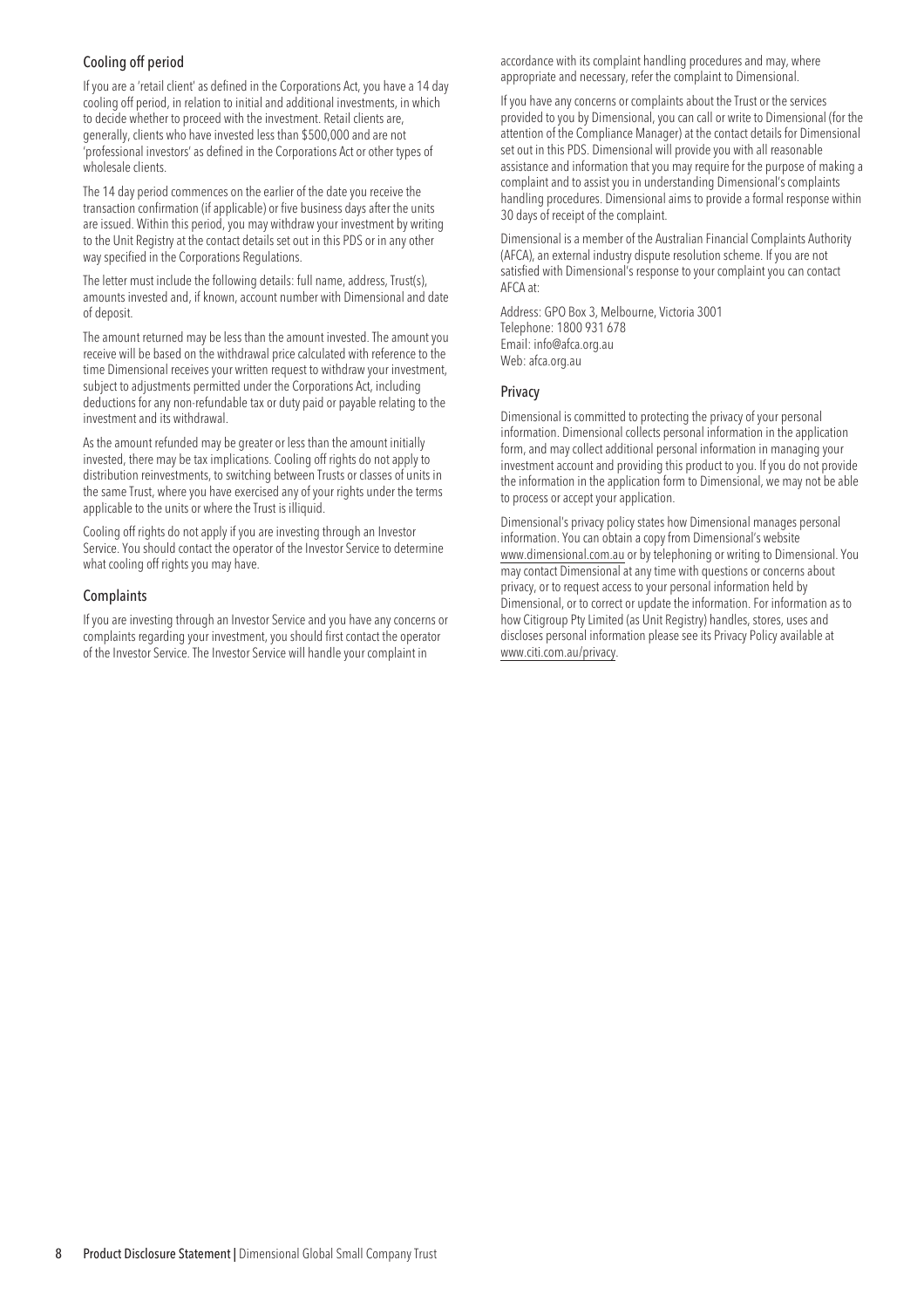## Cooling off period

If you are a 'retail client' as defined in the Corporations Act, you have a 14 day cooling off period, in relation to initial and additional investments, in which to decide whether to proceed with the investment. Retail clients are, generally, clients who have invested less than $500,000 and are not 'professional investors' as defined in the Corporations Act or other types of wholesale clients.

The 14 day period commences on the earlier of the date you receive the transaction confirmation (if applicable) or five business days after the units are issued. Within this period, you may withdraw your investment by writing to the Unit Registry at the contact details set out in this PDS or in any other way specified in the Corporations Regulations.

The letter must include the following details: full name, address, Trust(s), amounts invested and, if known, account number with Dimensional and date of deposit.

The amount returned may be less than the amount invested. The amount you receive will be based on the withdrawal price calculated with reference to the time Dimensional receives your written request to withdraw your investment, subject to adjustments permitted under the Corporations Act, including deductions for any non-refundable tax or duty paid or payable relating to the investment and its withdrawal.

As the amount refunded may be greater or less than the amount initially invested, there may be tax implications. Cooling off rights do not apply to distribution reinvestments, to switching between Trusts or classes of units in the same Trust, where you have exercised any of your rights under the terms applicable to the units or where the Trust is illiquid.

Cooling off rights do not apply if you are investing through an Investor Service. You should contact the operator of the Investor Service to determine what cooling off rights you may have.

## Complaints

If you are investing through an Investor Service and you have any concerns or complaints regarding your investment, you should first contact the operator of the Investor Service. The Investor Service will handle your complaint in accordance with its complaint handling procedures and may, where appropriate and necessary, refer the complaint to Dimensional.

If you have any concerns or complaints about the Trust or the services provided to you by Dimensional, you can call or write to Dimensional (for the attention of the Compliance Manager) at the contact details for Dimensional set out in this PDS. Dimensional will provide you with all reasonable assistance and information that you may require for the purpose of making a complaint and to assist you in understanding Dimensional's complaints handling procedures. Dimensional aims to provide a formal response within 30 days of receipt of the complaint.

Dimensional is a member of the Australian Financial Complaints Authority (AFCA), an external industry dispute resolution scheme. If you are not satisfied with Dimensional's response to your complaint you can contact AFCA at:

Address: GPO Box 3, Melbourne, Victoria 3001
Telephone: 1800 931 678
Email: info@afca.org.au
Web: afca.org.au

## Privacy

Dimensional is committed to protecting the privacy of your personal information. Dimensional collects personal information in the application form, and may collect additional personal information in managing your investment account and providing this product to you. If you do not provide the information in the application form to Dimensional, we may not be able to process or accept your application.

Dimensional's privacy policy states how Dimensional manages personal information. You can obtain a copy from Dimensional's website www.dimensional.com.au or by telephoning or writing to Dimensional. You may contact Dimensional at any time with questions or concerns about privacy, or to request access to your personal information held by Dimensional, or to correct or update the information. For information as to how Citigroup Pty Limited (as Unit Registry) handles, stores, uses and discloses personal information please see its Privacy Policy available at www.citi.com.au/privacy.